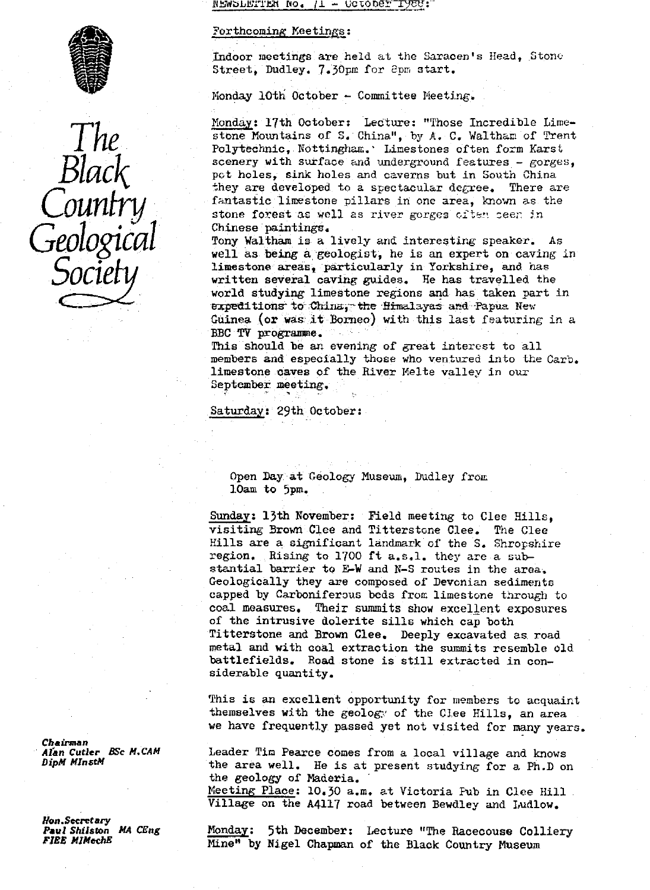NEWSLETTER No. 71 - October 1988:

The Black Country Geological Society

Forthcoming Meetings:

Indoor meetings are held at the Saracen's Head, Stone Street, Dudley. 7.30pm for 8pm start.

Monday 10th October - Committee Meeting.

Monday: 17th October: Lecture: "Those Incredible Limestone Mountains of S. China", by A. C. Waltham of Trent Polytechnic, Nottingham. Limestones often form Karst scenery with surface and underground features - gorges, pot holes, sink holes and caverns but in South China they are developed to a spectacular degree. There are fantastic limestone pillars in one area, known as the stone forest as well as river gorges often seen in Chinese paintings.

Tony Waltham is a lively and interesting speaker. As well as being a geologist, he is an expert on caving in limestone areas, particularly in Yorkshire, and has written several caving guides. He has travelled the world studying limestone regions and has taken part in expeditions to China, the Himalayas and Papua New Guinea (or was it Borneo) with this last featuring in a BBC TV programme.

This should be an evening of great interest to all members and especially those who ventured into the Carb. limestone caves of the River Melte valley in our September meeting.

Saturday: 29th October:

Open Day at Geology Museum, Dudley from 10am to 5pm.

Sunday: 13th November: Field meeting to Clee Hills, visiting Brown Clee and Titterstone Clee. The Clee Hills are a significant landmark of the S. Shropshire region. Rising to 1700 ft a.s.l. they are a substantial barrier to E-W and N-S routes in the area. Geologically they are composed of Devonian sediments capped by Carboniferous beds from limestone through to coal measures. Their summits show excellent exposures of the intrusive dolerite sills which cap both Titterstone and Brown Clee. Deeply excavated as road metal and with coal extraction the summits resemble old battlefields. Road stone is still extracted in considerable quantity.

This is an excellent opportunity for members to acquaint themselves with the geology of the Clee Hills, an area we have frequently passed yet not visited for many years.

Leader Tim Pearce comes from a local village and knows the area well. He is at present studying for a Ph.D on the geology of Maderia.

Meeting Place: 10.30 a.m. at Victoria Pub in Clee Hill Village on the A4117 road between Bewdley and Ludlow.

Monday: 5th December: Lecture "The Racecouse Colliery Mine" by Nigel Chapman of the Black Country Museum

*Chairman*
*Alan Cutler BSc M.CAM DipM MInstM*

*Hon.Secretary*
*Paul Shilston MA CEng FIEE MIMechE*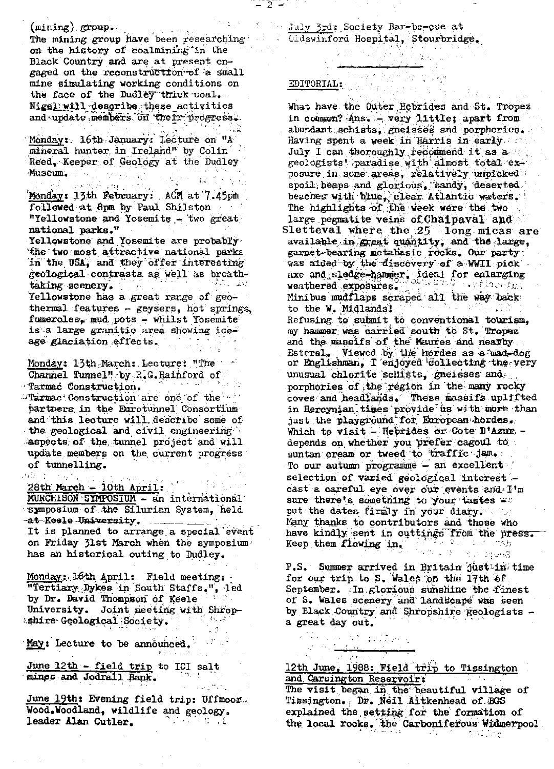(mining) group.
The mining group have been researching on the history of coalmining in the Black Country and are at present engaged on the reconstruction of a small mine simulating working conditions on the face of the Dudley thick coal. Nigel will describe these activities and update members on their progress.

Monday: 16th January: Lecture on "A mineral hunter in Ireland" by Colin Reed, Keeper of Geology at the Dudley Museum.

Monday: 13th February: AGM at 7.45pm followed at 8pm by Paul Shilston "Yellowstone and Yosemite - two great national parks."
Yellowstone and Yosemite are probably the two most attractive national parks in the USA, and they offer interesting geological contrasts as well as breathtaking scenery.
Yellowstone has a great range of geothermal features - geysers, hot springs, fumeroles, mud pots - whilst Yosemite is a large granitic area showing ice-age glaciation effects.

Monday: 13th March: Lecture: "The Channel Tunnel" by R.G.Rainford of Tarmac Construction.
Tarmac Construction are one of the partners in the Eurotunnel Consortium and this lecture will describe some of the geological and civil engineering aspects of the tunnel project and will update members on the current progress of tunnelling.

28th March - 10th April:
MURCHISON SYMPOSIUM - an international symposium of the Silurian System, held at Keele University.
It is planned to arrange a special event on Friday 31st March when the symposium has an historical outing to Dudley.

Monday: 16th April: Field meeting: "Tertiary Dykes in South Staffs.", led by Dr. David Thompson of Keele University. Joint meeting with Shropshire Geological Society.

May: Lecture to be announced.

June 12th - field trip to ICI salt mines and Jodrall Bank.

June 19th: Evening field trip: Uffmoor Wood.Woodland, wildlife and geology. leader Alan Cutler.

July 3rd: Society Bar-be-cue at Oldswinford Hospital, Stourbridge.

---

## EDITORIAL:

What have the Outer Hebrides and St. Tropez in common? Ans. - very little; apart from abundant schists, gneisses and porphories. Having spent a week in Harris in early July I can thoroughly recommend it as a geologists' paradise with almost total exposure in some areas, relatively unpicked spoil heaps and glorious, sandy, deserted beaches with blue, clear Atlantic waters. The highlights of the week were the two large pegmatite veins of Chaipaval and Sletteval where the 25 long micas are available in great quantity, and the large, garnet-bearing metabasic rocks. Our party was aided by the discovery of a WWII pick axe and sledge-hammer, ideal for enlarging weathered exposures. Minibus mudflaps scraped all the way back to the W. Midlands!
Refusing to submit to conventional tourism, my hammer was carried south to St. Tropez and the massifs of the Maures and nearby Esterel. Viewed by the hordes as a mad-dog or Englishman, I enjoyed collecting the very unusual chlorite schists, gneisses and porphories of the region in the many rocky coves and headlands. These massifs uplifted in Hercynian times provide us with more than just the playground for European hordes. Which to visit - Hebrides or Cote D'Azur - depends on whether you prefer cagoul to suntan cream or tweed to traffic jam.
To our autumn programme - an excellent selection of varied geological interest - cast a careful eye over our events and I'm sure there's something to your tastes - put the dates firmly in your diary.
Many thanks to contributors and those who have kindly sent in cuttings from the press. Keep them flowing in.

P.S. Summer arrived in Britain just in time for our trip to S. Wales on the 17th of September. In glorious sunshine the finest of S. Wales scenery and landscape was seen by Black Country and Shropshire geologists - a great day out.

---

## 12th June, 1988: Field trip to Tissington and Carsington Reservoir:

The visit began in the beautiful village of Tissington. Dr. Neil Aitkenhead of BGS explained the setting for the formation of the local rocks, the Carboniferous Widmerpool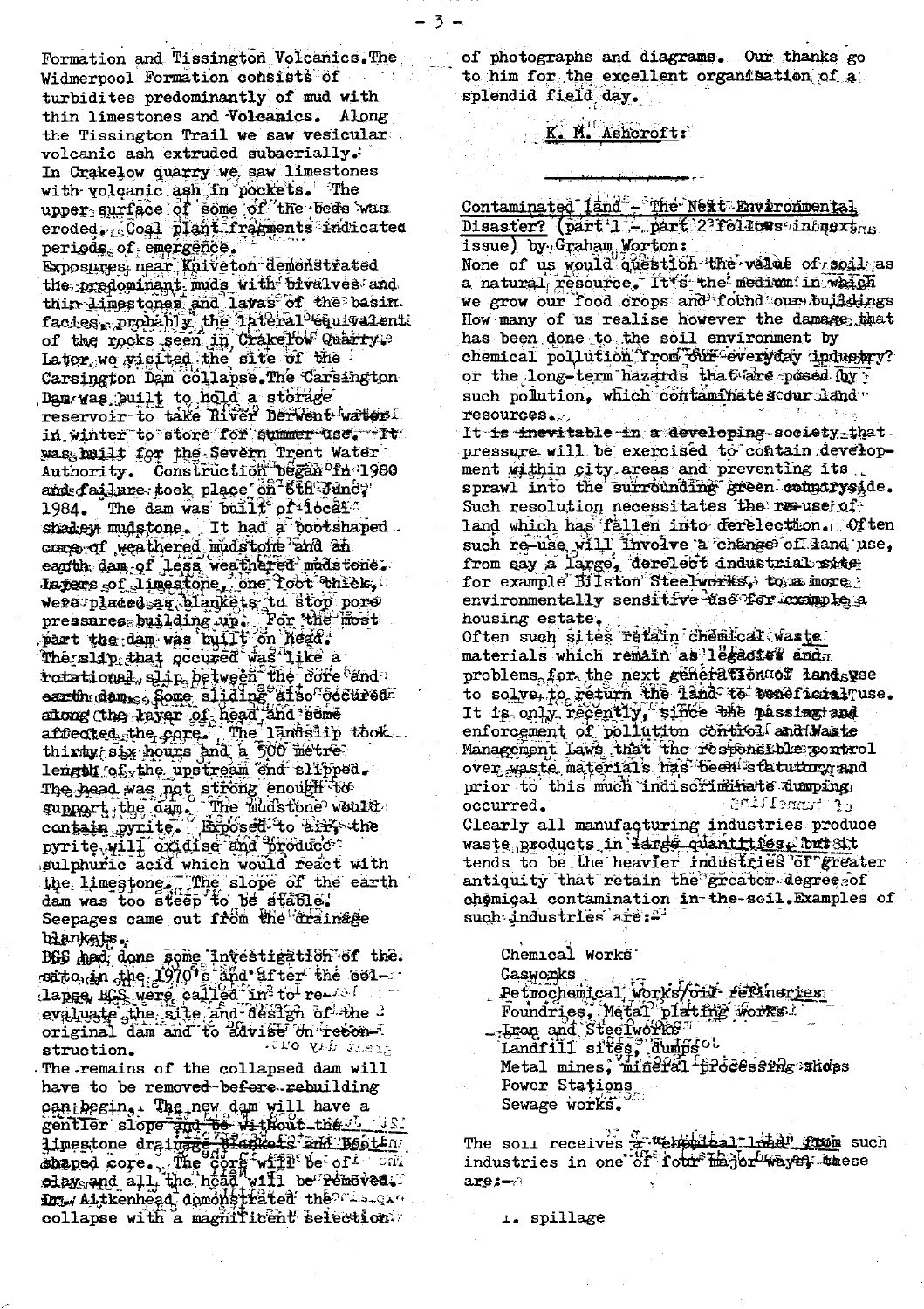Formation and Tissington Volcanics. The Widmerpool Formation consists of turbidites predominantly of mud with thin limestones and Volcanics. Along the Tissington Trail we saw vesicular volcanic ash extruded subaerially. In Crakelow quarry we saw limestones with volcanic ash in pockets. The upper surface of some of the beds was eroded. Coal plant fragments indicated periods of emergence.

Exposures near Kniveton demonstrated the predominant muds with bivalves and thin limestones and lavas of the basin facies, probably the lateral equivalent of the rocks seen in Crakelow Quarry.

Later we visited the site of the Carsington Dam collapse. The Carsington Dam was built to hold a storage reservoir to take River Derwent water in winter to store for summer use. It was built for the Severn Trent Water Authority. Construction began in 1980 and failure took place on 6th June, 1984. The dam was built of local shaley mudstone. It had a bootshaped core of weathered mudstone and an earth dam of less weathered mudstone. Layers of limestone, one foot thick, were placed as blankets to stop pore pressures building up. For the most part the dam was built on head. The slip that occured was like a rotational slip between the core and earth dam. Some sliding also occured along the layer of head, and some affected the core. The landslip took thirty six hours and a 500 metre length of the upstream end slipped. The head was not strong enough to support the dam. The mudstone would contain pyrite. Exposed to air, the pyrite will oxidise and produce sulphuric acid which would react with the limestone. The slope of the earth dam was too steep to be stable. Seepages came out from the drainage blankets.

BGS had done some investigation of the site in the 1970's and after the collapse BGS were called in to re-evaluate the site and design of the original dam and to advise on reconstruction.

The remains of the collapsed dam will have to be removed before rebuilding can begin. The new dam will have a gentler slope and be without the limestone drainage blankets and Bootshaped core. The core will be of clay and all the head will be removed. Dr. Aitkenhead demonstrated the collapse with a magnificent selection of photographs and diagrams. Our thanks go to him for the excellent organisation of a splendid field day.

K. M. Ashcroft.

---

**Contaminated land - The Next Environmental Disaster? (part 1 - part 2 follows in next issue) by Graham Worton:**

None of us would question the value of soil as a natural resource. It's the medium in which we grow our food crops and found our buildings. How many of us realise however the damage that has been done to the soil environment by chemical pollution from our everyday industry? or the long-term hazards that are posed by such pollution, which contaminates our land resources.

It is inevitable in a developing society that pressure will be exercised to contain development within city areas and preventing its sprawl into the surrounding green countryside. Such resolution necessitates the re-use of land which has fallen into dereliction. Often such re-use will involve a change of land use, from say a large, derelict industrial site, for example Bilston Steelworks, to a more environmentally sensitive use for example a housing estate.

Often such sites retain chemical waste materials which remain as legacies and problems for the next generation of land use to solve to return the land to beneficial use. It is only recently, since the passing and enforcement of pollution control and Waste Management Laws that the responsible control over waste materials has been statutory and prior to this much indiscriminate dumping occurred.

Clearly all manufacturing industries produce waste products in large quantities, but it tends to be the heavier industries of greater antiquity that retain the greater degree of chemical contamination in the soil. Examples of such industries are:-

- Chemical Works
- Gasworks
- Petrochemical works/oil refineries
- Foundries, Metal plating works
- Iron and Steelworks
- Landfill sites, dumps
- Metal mines, mineral processing shops
- Power Stations
- Sewage works.

The soil receives a "chemical load" from such industries in one of four major ways, these are:-

1. spillage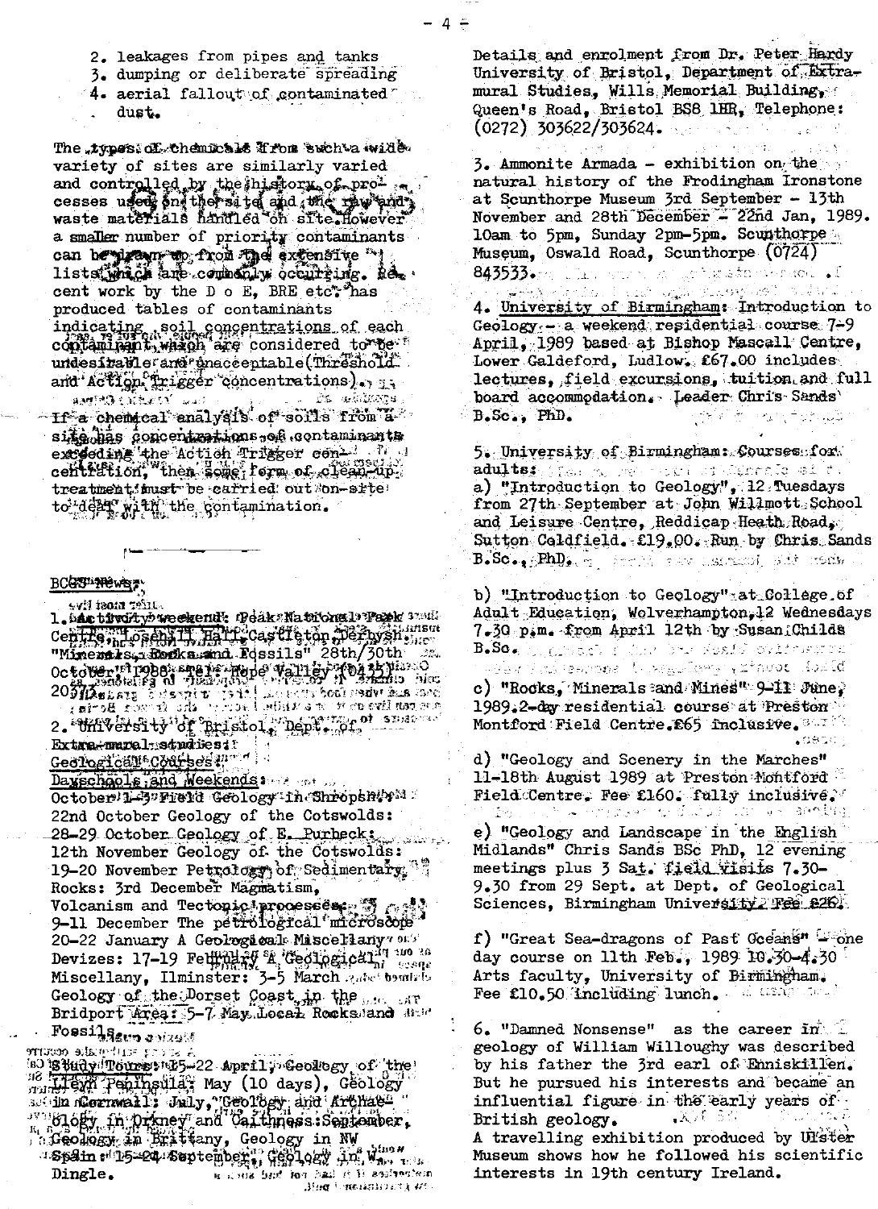2. leakages from pipes and tanks
3. dumping or deliberate spreading
4. aerial fallout of contaminated dust.

The types of chemicals from such a wide variety of sites are similarly varied and controlled by the history of processes used on the site and the raw and waste materials handled on site. However a smaller number of priority contaminants can be drawn up from the extensive lists which are commonly occurring. Recent work by the D o E, BRE etc. has produced tables of contaminants indicating soil concentrations of each contaminant which are considered to be undesirable and unacceptable (Threshold and Action Trigger concentrations).

If a chemical analysis of soils from a site has concentrations of contaminants exceeding the Action Trigger concentration, then some form of clean-up treatment must be carried out on-site to deal with the contamination.

---

## BCGS News:

1. Activity weekend: Peak National Park Centre, Losehill Hall, Castleton, Derbyshire "Minerals, Rocks and Fossils" 28th/30th October 1988. Hope Valley (0433) 20373.

2. University of Bristol, Dept. of Extra-mural studies:
Geological Courses:
Dayschools and Weekends:
October 1-3 Field Geology in Shropshire:
22nd October Geology of the Cotswolds:
28-29 October Geology of E. Purbeck:
12th November Geology of the Cotswolds:
19-20 November Petrology of Sedimentary Rocks: 3rd December Magmatism, Volcanism and Tectonic processes:
9-11 December The petrological microscope
20-22 January A Geological Miscellany
Devizes: 17-19 February A Geological Miscellany, Ilminster: 3-5 March Geology of the Dorset Coast in the Bridport Area: 5-7 May Local Rocks and Fossils.
Study Tours: 15-22 April Geology of the Lleyn Peninsula; May (10 days), Geology in Cornwall: July, "Geology and Archaeology in Orkney and Caithness: September, Geology in Brittany, Geology in NW Spain: 15-24 September, Geology in W. Dingle.

Details and enrolment from Dr. Peter Hardy University of Bristol, Department of Extra-mural Studies, Wills Memorial Building, Queen's Road, Bristol BS8 1HR, Telephone: (0272) 303622/303624.

3. Ammonite Armada - exhibition on the natural history of the Frodingham Ironstone at Scunthorpe Museum 3rd September - 13th November and 28th December - 22nd Jan, 1989. 10am to 5pm, Sunday 2pm-5pm. Scunthorpe Museum, Oswald Road, Scunthorpe (0724) 843533.

4. University of Birmingham: Introduction to Geology - a weekend residential course 7-9 April, 1989 based at Bishop Mascall Centre, Lower Galdeford, Ludlow. £67.00 includes lectures, field excursions, tuition and full board accommodation. Leader Chris Sands B.Sc., PhD.

5. University of Birmingham: Courses for adults:
a) "Introduction to Geology", 12 Tuesdays from 27th September at John Willmott School and Leisure Centre, Reddicap Heath Road, Sutton Coldfield. £19.00. Run by Chris Sands B.Sc., PhD.

b) "Introduction to Geology" at College of Adult Education, Wolverhampton, 12 Wednesdays 7.30 p.m. from April 12th by Susan Childs B.Sc.

c) "Rocks, Minerals and Mines" 9-11 June, 1989. 2-day residential course at Preston Montford Field Centre. £65 inclusive.

d) "Geology and Scenery in the Marches" 11-18th August 1989 at Preston Montford Field Centre. Fee £160. fully inclusive.

e) "Geology and Landscape in the English Midlands" Chris Sands BSc PhD, 12 evening meetings plus 3 Sat. field visits 7.30-9.30 from 29 Sept. at Dept. of Geological Sciences, Birmingham University. Fee £26.

f) "Great Sea-dragons of Past Oceans" - one day course on 11th Feb., 1989 10.30-4.30 Arts faculty, University of Birmingham. Fee £10.50 including lunch.

6. "Damned Nonsense" as the career in geology of William Willoughy was described by his father the 3rd earl of Enniskillen. But he pursued his interests and became an influential figure in the early years of British geology.
A travelling exhibition produced by Ulster Museum shows how he followed his scientific interests in 19th century Ireland.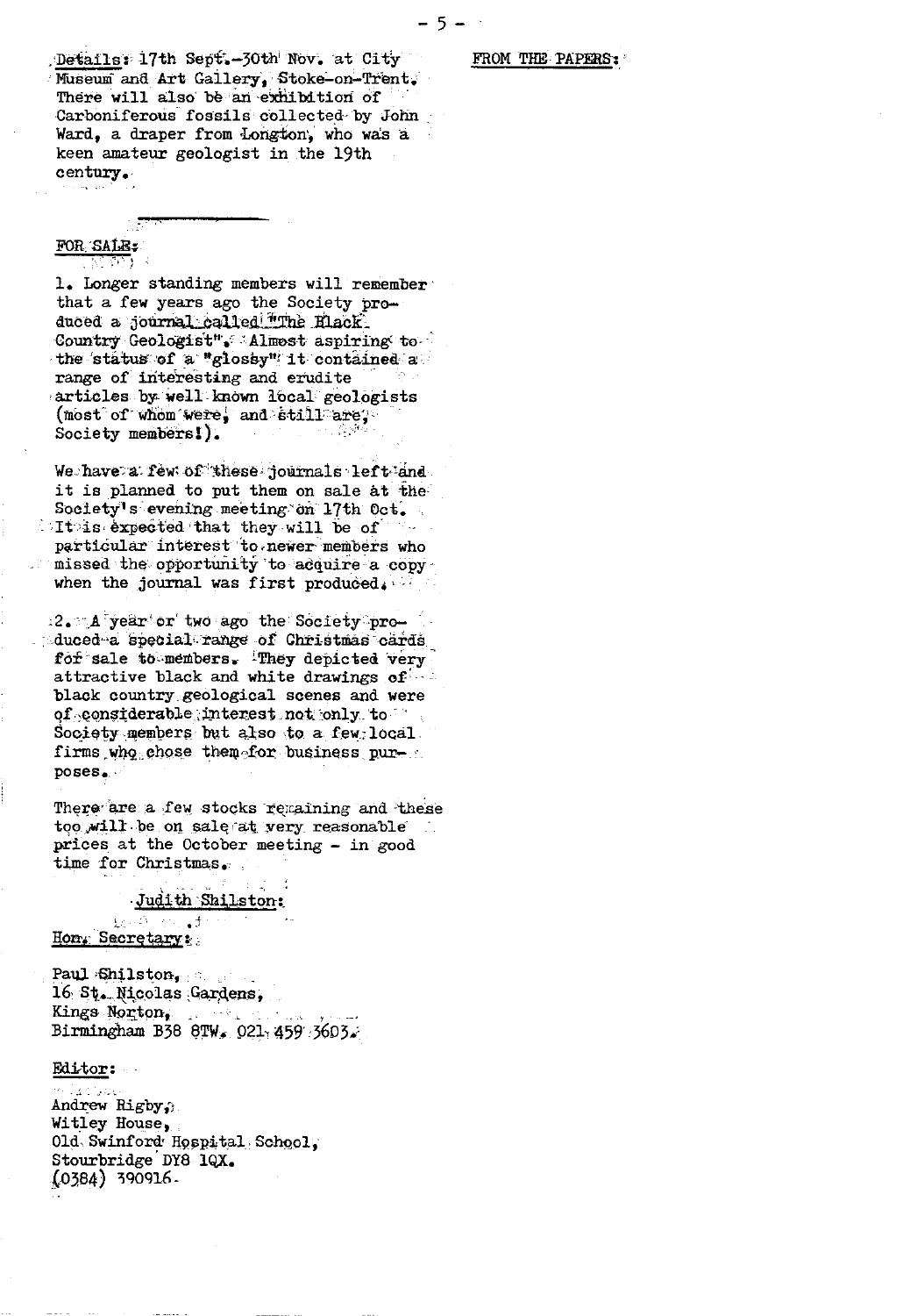Details: 17th Sept.-30th Nov. at City Museum and Art Gallery, Stoke-on-Trent. There will also be an exhibition of Carboniferous fossils collected by John Ward, a draper from Longton, who was a keen amateur geologist in the 19th century.

---

FOR SALE:

1. Longer standing members will remember that a few years ago the Society produced a journal called "The Black Country Geologist". Almost aspiring to the status of a "glossy" it contained a range of interesting and erudite articles by well known local geologists (most of whom were, and still are, Society members!).

We have a few of these journals left and it is planned to put them on sale at the Society's evening meeting on 17th Oct. It is expected that they will be of particular interest to newer members who missed the opportunity to acquire a copy when the journal was first produced.

2. A year or two ago the Society produced a special range of Christmas cards for sale to members. They depicted very attractive black and white drawings of black country geological scenes and were of considerable interest not only to Society members but also to a few local firms who chose them for business purposes.

There are a few stocks remaining and these too will be on sale at very reasonable prices at the October meeting - in good time for Christmas.

Judith Shilston.

Hon. Secretary:

Paul Shilston,
16 St. Nicolas Gardens,
Kings Norton,
Birmingham B38 8TW. 021 459 3603.

Editor:

Andrew Rigby,
Witley House,
Old Swinford Hospital School,
Stourbridge DY8 1QX.
(0384) 390916.

FROM THE PAPERS: